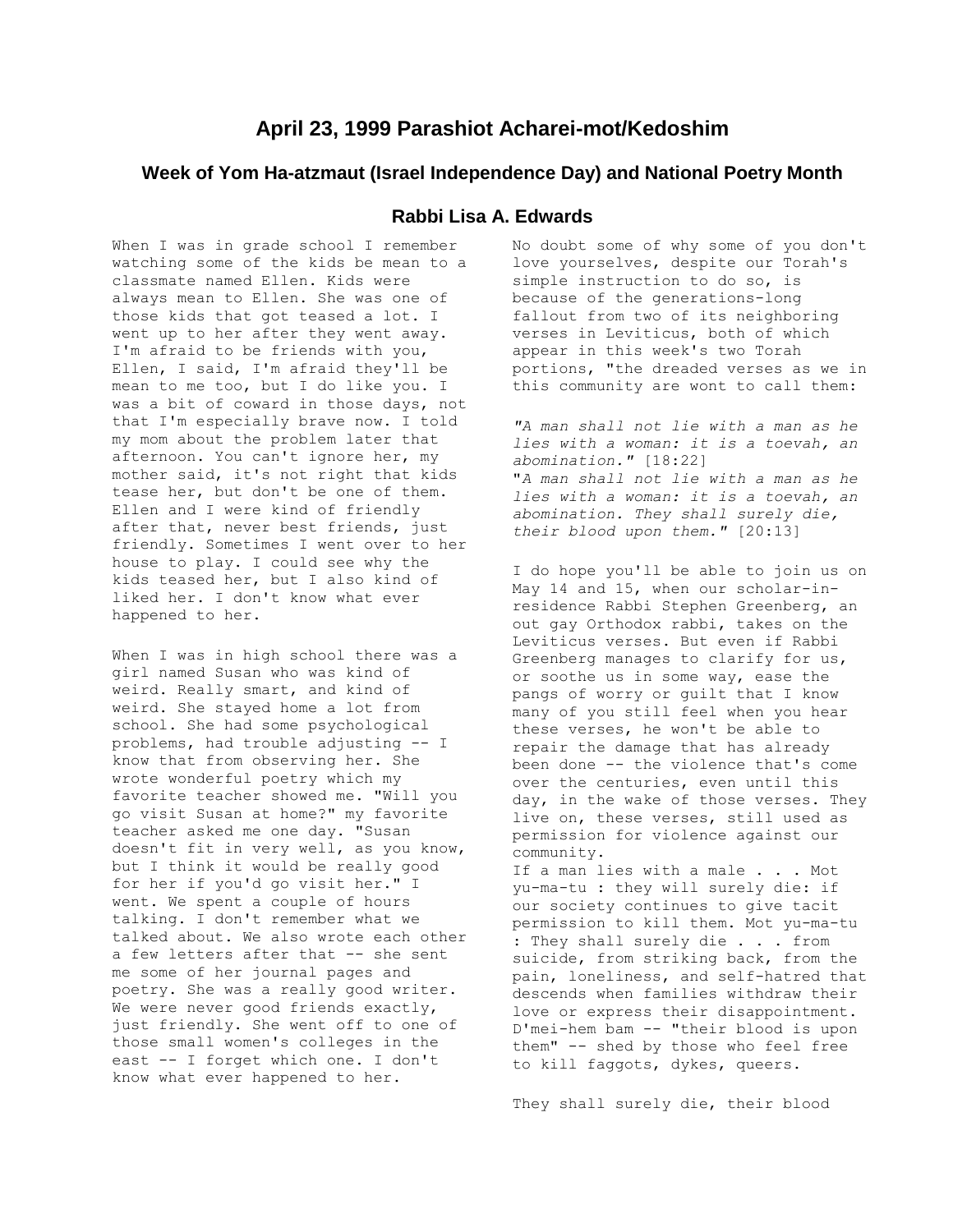# April 23, 1999 Parashiot Acharei-mot/Kedoshim

## Week of Yom Ha-atzmaut (Israel Independence Day) and National Poetry Month

### Rabbi Lisa A. Edwards

When I was in grade school I remember watching some of the kids be mean to a classmate named Ellen. Kids were always mean to Ellen. She was one of those kids that got teased a lot. I went up to her after they went away. I'm afraid to be friends with you, Ellen, I said, I'm afraid they'll be mean to me too, but I do like you. I was a bit of coward in those days, not that I'm especially brave now. I told my mom about the problem later that afternoon. You can't ignore her, my mother said, it's not right that kids tease her, but don't be one of them. Ellen and I were kind of friendly after that, never best friends, just friendly. Sometimes I went over to her house to play. I could see why the kids teased her, but I also kind of liked her. I don't know what ever happened to her.

When I was in high school there was a girl named Susan who was kind of weird. Really smart, and kind of weird. She stayed home a lot from school. She had some psychological problems, had trouble adjusting -- I know that from observing her. She wrote wonderful poetry which my favorite teacher showed me. "Will you go visit Susan at home?" my favorite teacher asked me one day. "Susan doesn't fit in very well, as you know, but I think it would be really good for her if you'd go visit her." I went. We spent a couple of hours talking. I don't remember what we talked about. We also wrote each other a few letters after that -- she sent me some of her journal pages and poetry. She was a really good writer. We were never good friends exactly, just friendly. She went off to one of those small women's colleges in the east -- I forget which one. I don't know what ever happened to her.

No doubt some of why some of you don't love yourselves, despite our Torah's simple instruction to do so, is because of the generations-long fallout from two of its neighboring verses in Leviticus, both of which appear in this week's two Torah portions, "the dreaded verses as we in this community are wont to call them:

*"A man shall not lie with a man as he lies with a woman: it is a toevah, an abomination."* [18:22]
"*A man shall not lie with a man as he lies with a woman: it is a toevah, an abomination. They shall surely die, their blood upon them.*" [20:13]

I do hope you'll be able to join us on May 14 and 15, when our scholar-in-residence Rabbi Stephen Greenberg, an out gay Orthodox rabbi, takes on the Leviticus verses. But even if Rabbi Greenberg manages to clarify for us, or soothe us in some way, ease the pangs of worry or guilt that I know many of you still feel when you hear these verses, he won't be able to repair the damage that has already been done -- the violence that's come over the centuries, even until this day, in the wake of those verses. They live on, these verses, still used as permission for violence against our community.
If a man lies with a male . . . Mot yu-ma-tu : they will surely die: if our society continues to give tacit permission to kill them. Mot yu-ma-tu : They shall surely die . . . from suicide, from striking back, from the pain, loneliness, and self-hatred that descends when families withdraw their love or express their disappointment. D'mei-hem bam -- "their blood is upon them" -- shed by those who feel free to kill faggots, dykes, queers.

They shall surely die, their blood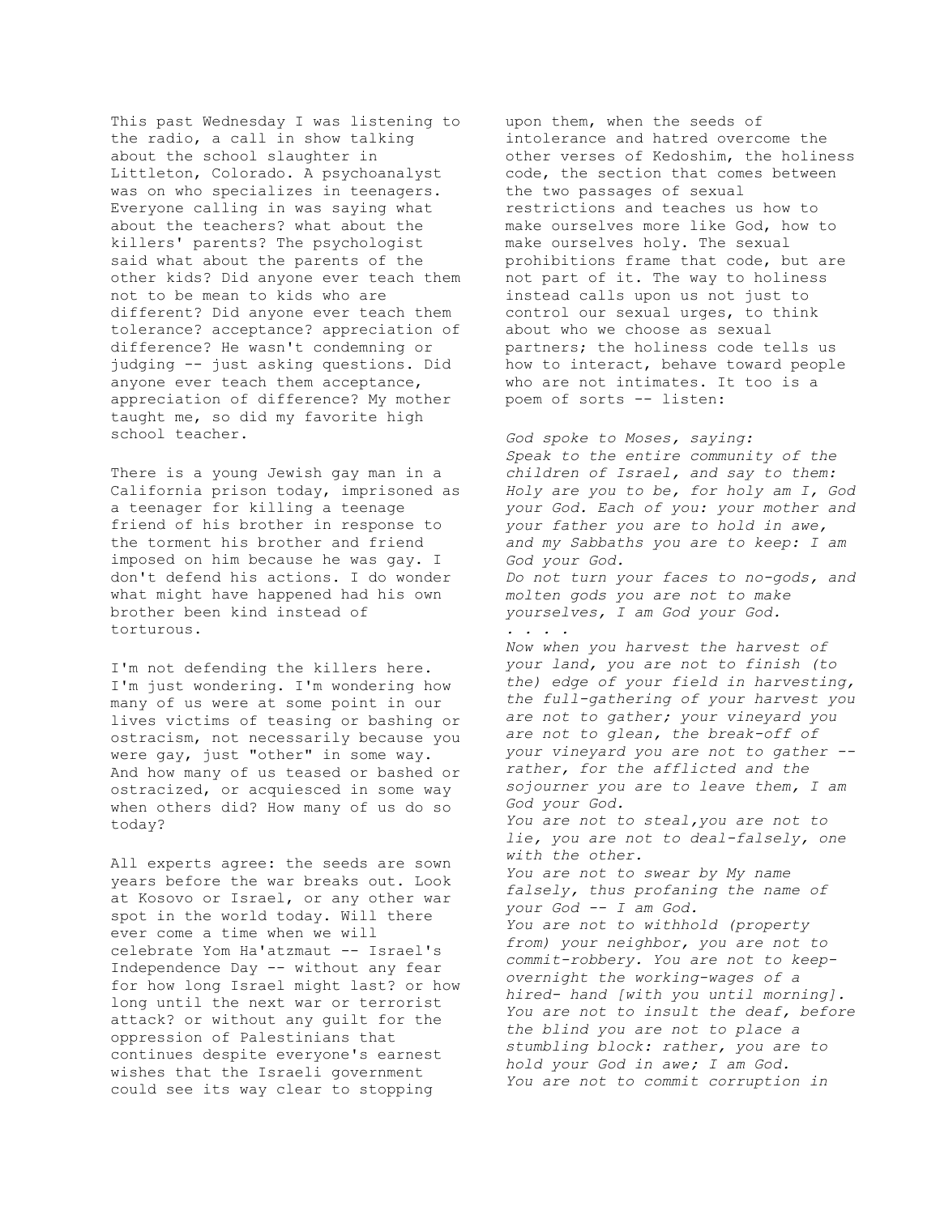This past Wednesday I was listening to the radio, a call in show talking about the school slaughter in Littleton, Colorado. A psychoanalyst was on who specializes in teenagers. Everyone calling in was saying what about the teachers? what about the killers' parents? The psychologist said what about the parents of the other kids? Did anyone ever teach them not to be mean to kids who are different? Did anyone ever teach them tolerance? acceptance? appreciation of difference? He wasn't condemning or judging -- just asking questions. Did anyone ever teach them acceptance, appreciation of difference? My mother taught me, so did my favorite high school teacher.

There is a young Jewish gay man in a California prison today, imprisoned as a teenager for killing a teenage friend of his brother in response to the torment his brother and friend imposed on him because he was gay. I don't defend his actions. I do wonder what might have happened had his own brother been kind instead of torturous.

I'm not defending the killers here. I'm just wondering. I'm wondering how many of us were at some point in our lives victims of teasing or bashing or ostracism, not necessarily because you were gay, just "other" in some way. And how many of us teased or bashed or ostracized, or acquiesced in some way when others did? How many of us do so today?

All experts agree: the seeds are sown years before the war breaks out. Look at Kosovo or Israel, or any other war spot in the world today. Will there ever come a time when we will celebrate Yom Ha'atzmaut -- Israel's Independence Day -- without any fear for how long Israel might last? or how long until the next war or terrorist attack? or without any guilt for the oppression of Palestinians that continues despite everyone's earnest wishes that the Israeli government could see its way clear to stopping upon them, when the seeds of intolerance and hatred overcome the other verses of Kedoshim, the holiness code, the section that comes between the two passages of sexual restrictions and teaches us how to make ourselves more like God, how to make ourselves holy. The sexual prohibitions frame that code, but are not part of it. The way to holiness instead calls upon us not just to control our sexual urges, to think about who we choose as sexual partners; the holiness code tells us how to interact, behave toward people who are not intimates. It too is a poem of sorts -- listen:

*God spoke to Moses, saying:*
*Speak to the entire community of the children of Israel, and say to them: Holy are you to be, for holy am I, God your God. Each of you: your mother and your father you are to hold in awe, and my Sabbaths you are to keep: I am God your God.*
*Do not turn your faces to no-gods, and molten gods you are not to make yourselves, I am God your God.*
*. . . .*
*Now when you harvest the harvest of your land, you are not to finish (to the) edge of your field in harvesting, the full-gathering of your harvest you are not to gather; your vineyard you are not to glean, the break-off of your vineyard you are not to gather -- rather, for the afflicted and the sojourner you are to leave them, I am God your God.*
*You are not to steal,you are not to lie, you are not to deal-falsely, one with the other.*
*You are not to swear by My name falsely, thus profaning the name of your God -- I am God.*
*You are not to withhold (property from) your neighbor, you are not to commit-robbery. You are not to keep-overnight the working-wages of a hired- hand [with you until morning]. You are not to insult the deaf, before the blind you are not to place a stumbling block: rather, you are to hold your God in awe; I am God.*
*You are not to commit corruption in*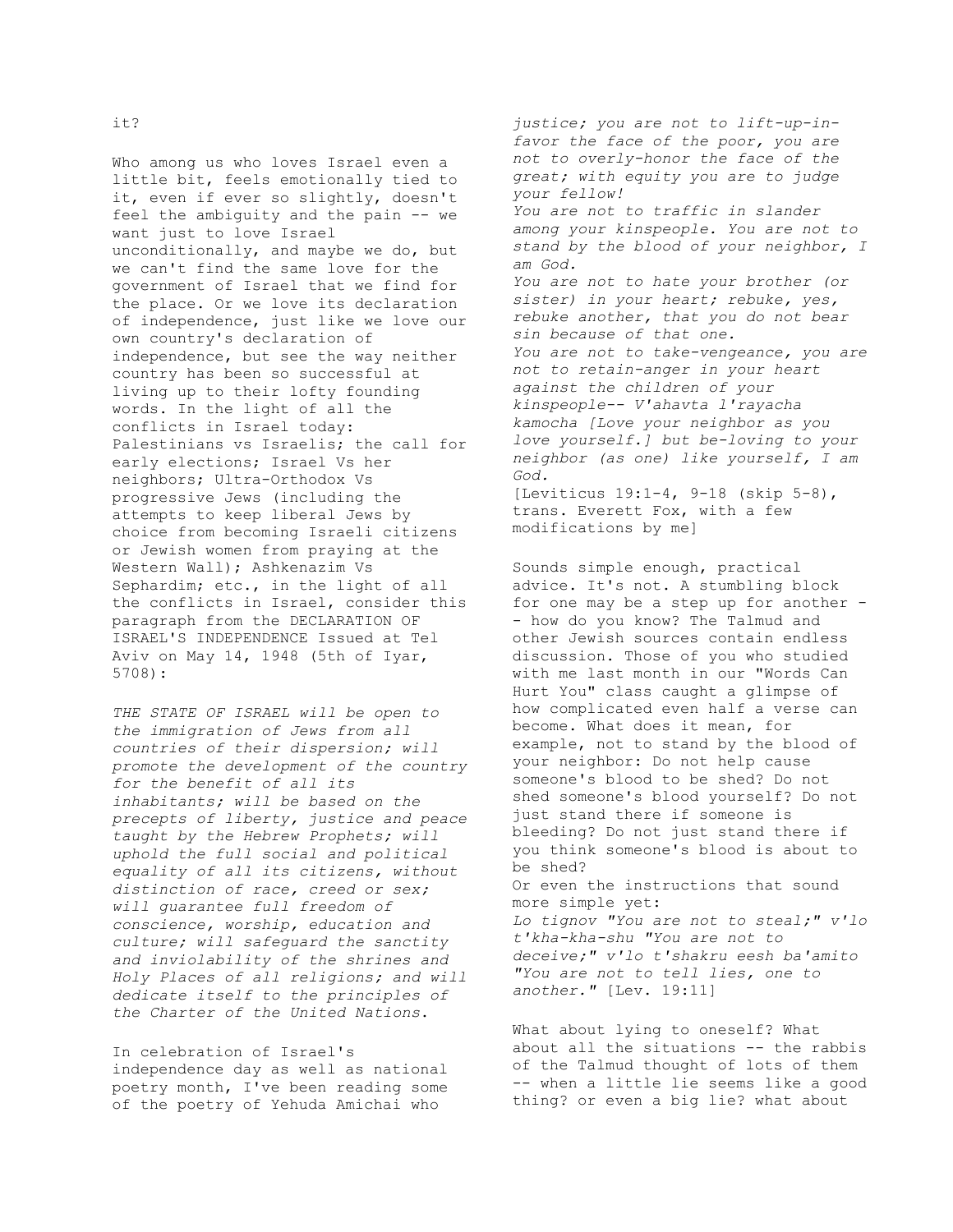it?

Who among us who loves Israel even a little bit, feels emotionally tied to it, even if ever so slightly, doesn't feel the ambiguity and the pain -- we want just to love Israel unconditionally, and maybe we do, but we can't find the same love for the government of Israel that we find for the place. Or we love its declaration of independence, just like we love our own country's declaration of independence, but see the way neither country has been so successful at living up to their lofty founding words. In the light of all the conflicts in Israel today: Palestinians vs Israelis; the call for early elections; Israel Vs her neighbors; Ultra-Orthodox Vs progressive Jews (including the attempts to keep liberal Jews by choice from becoming Israeli citizens or Jewish women from praying at the Western Wall); Ashkenazim Vs Sephardim; etc., in the light of all the conflicts in Israel, consider this paragraph from the DECLARATION OF ISRAEL'S INDEPENDENCE Issued at Tel Aviv on May 14, 1948 (5th of Iyar, 5708):

*THE STATE OF ISRAEL will be open to the immigration of Jews from all countries of their dispersion; will promote the development of the country for the benefit of all its inhabitants; will be based on the precepts of liberty, justice and peace taught by the Hebrew Prophets; will uphold the full social and political equality of all its citizens, without distinction of race, creed or sex; will guarantee full freedom of conscience, worship, education and culture; will safeguard the sanctity and inviolability of the shrines and Holy Places of all religions; and will dedicate itself to the principles of the Charter of the United Nations.*

In celebration of Israel's independence day as well as national poetry month, I've been reading some of the poetry of Yehuda Amichai who

*justice; you are not to lift-up-in-favor the face of the poor, you are not to overly-honor the face of the great; with equity you are to judge your fellow!*
*You are not to traffic in slander among your kinspeople. You are not to stand by the blood of your neighbor, I am God.*
*You are not to hate your brother (or sister) in your heart; rebuke, yes, rebuke another, that you do not bear sin because of that one.*
*You are not to take-vengeance, you are not to retain-anger in your heart against the children of your kinspeople-- V'ahavta l'rayacha kamocha [Love your neighbor as you love yourself.] but be-loving to your neighbor (as one) like yourself, I am God.*
[Leviticus 19:1-4, 9-18 (skip 5-8), trans. Everett Fox, with a few modifications by me]

Sounds simple enough, practical advice. It's not. A stumbling block for one may be a step up for another -- how do you know? The Talmud and other Jewish sources contain endless discussion. Those of you who studied with me last month in our "Words Can Hurt You" class caught a glimpse of how complicated even half a verse can become. What does it mean, for example, not to stand by the blood of your neighbor: Do not help cause someone's blood to be shed? Do not shed someone's blood yourself? Do not just stand there if someone is bleeding? Do not just stand there if you think someone's blood is about to be shed?
Or even the instructions that sound more simple yet:
*Lo tignov "You are not to steal;" v'lo t'kha-kha-shu "You are not to deceive;" v'lo t'shakru eesh ba'amito "You are not to tell lies, one to another."* [Lev. 19:11]

What about lying to oneself? What about all the situations -- the rabbis of the Talmud thought of lots of them -- when a little lie seems like a good thing? or even a big lie? what about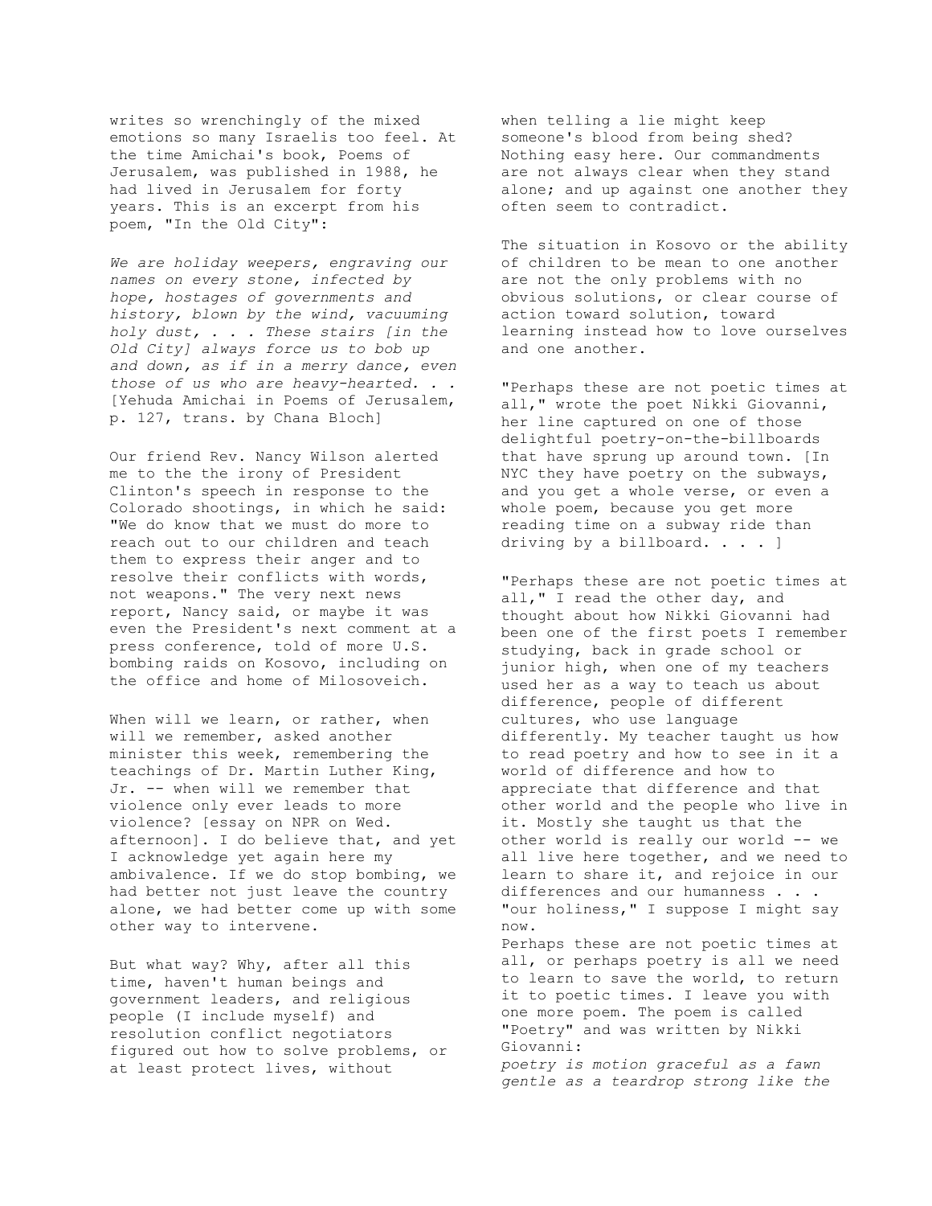writes so wrenchingly of the mixed emotions so many Israelis too feel. At the time Amichai's book, Poems of Jerusalem, was published in 1988, he had lived in Jerusalem for forty years. This is an excerpt from his poem, "In the Old City":

*We are holiday weepers, engraving our names on every stone, infected by hope, hostages of governments and history, blown by the wind, vacuuming holy dust, . . . These stairs [in the Old City] always force us to bob up and down, as if in a merry dance, even those of us who are heavy-hearted. . .* [Yehuda Amichai in Poems of Jerusalem, p. 127, trans. by Chana Bloch]

Our friend Rev. Nancy Wilson alerted me to the the irony of President Clinton's speech in response to the Colorado shootings, in which he said: "We do know that we must do more to reach out to our children and teach them to express their anger and to resolve their conflicts with words, not weapons." The very next news report, Nancy said, or maybe it was even the President's next comment at a press conference, told of more U.S. bombing raids on Kosovo, including on the office and home of Milosoveich.

When will we learn, or rather, when will we remember, asked another minister this week, remembering the teachings of Dr. Martin Luther King, Jr. -- when will we remember that violence only ever leads to more violence? [essay on NPR on Wed. afternoon]. I do believe that, and yet I acknowledge yet again here my ambivalence. If we do stop bombing, we had better not just leave the country alone, we had better come up with some other way to intervene.

But what way? Why, after all this time, haven't human beings and government leaders, and religious people (I include myself) and resolution conflict negotiators figured out how to solve problems, or at least protect lives, without when telling a lie might keep someone's blood from being shed? Nothing easy here. Our commandments are not always clear when they stand alone; and up against one another they often seem to contradict.

The situation in Kosovo or the ability of children to be mean to one another are not the only problems with no obvious solutions, or clear course of action toward solution, toward learning instead how to love ourselves and one another.

"Perhaps these are not poetic times at all," wrote the poet Nikki Giovanni, her line captured on one of those delightful poetry-on-the-billboards that have sprung up around town. [In NYC they have poetry on the subways, and you get a whole verse, or even a whole poem, because you get more reading time on a subway ride than driving by a billboard. . . . ]

"Perhaps these are not poetic times at all," I read the other day, and thought about how Nikki Giovanni had been one of the first poets I remember studying, back in grade school or junior high, when one of my teachers used her as a way to teach us about difference, people of different cultures, who use language differently. My teacher taught us how to read poetry and how to see in it a world of difference and how to appreciate that difference and that other world and the people who live in it. Mostly she taught us that the other world is really our world -- we all live here together, and we need to learn to share it, and rejoice in our differences and our humanness . . . "our holiness," I suppose I might say now.

Perhaps these are not poetic times at all, or perhaps poetry is all we need to learn to save the world, to return it to poetic times. I leave you with one more poem. The poem is called "Poetry" and was written by Nikki Giovanni:

*poetry is motion graceful as a fawn gentle as a teardrop strong like the*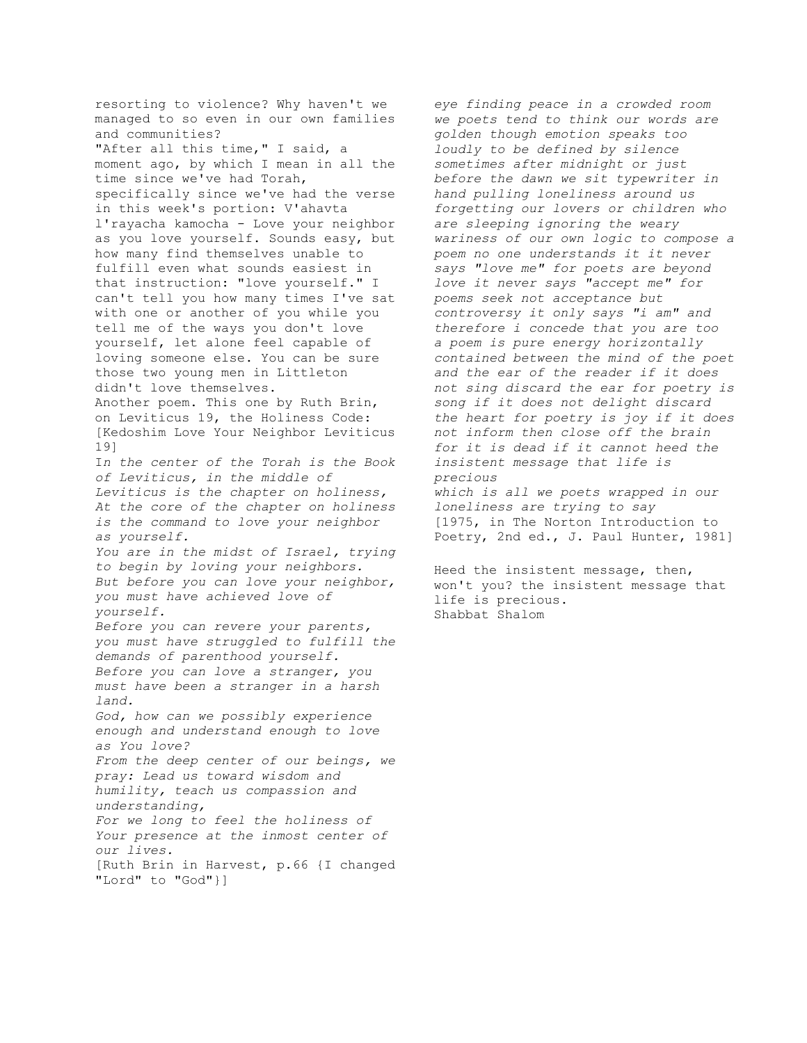resorting to violence? Why haven't we managed to so even in our own families and communities?

"After all this time," I said, a moment ago, by which I mean in all the time since we've had Torah, specifically since we've had the verse in this week's portion: V'ahavta l'rayacha kamocha - Love your neighbor as you love yourself. Sounds easy, but how many find themselves unable to fulfill even what sounds easiest in that instruction: "love yourself." I can't tell you how many times I've sat with one or another of you while you tell me of the ways you don't love yourself, let alone feel capable of loving someone else. You can be sure those two young men in Littleton didn't love themselves.

Another poem. This one by Ruth Brin, on Leviticus 19, the Holiness Code: [Kedoshim Love Your Neighbor Leviticus 19]

*In the center of the Torah is the Book of Leviticus, in the middle of Leviticus is the chapter on holiness, At the core of the chapter on holiness is the command to love your neighbor as yourself.*

*You are in the midst of Israel, trying to begin by loving your neighbors. But before you can love your neighbor, you must have achieved love of yourself.*

*Before you can revere your parents, you must have struggled to fulfill the demands of parenthood yourself.*

*Before you can love a stranger, you must have been a stranger in a harsh land.*

*God, how can we possibly experience enough and understand enough to love as You love?*

*From the deep center of our beings, we pray: Lead us toward wisdom and humility, teach us compassion and understanding,*

*For we long to feel the holiness of Your presence at the inmost center of our lives.*

[Ruth Brin in Harvest, p.66 {I changed "Lord" to "God"}]

*eye finding peace in a crowded room we poets tend to think our words are golden though emotion speaks too loudly to be defined by silence sometimes after midnight or just before the dawn we sit typewriter in hand pulling loneliness around us forgetting our lovers or children who are sleeping ignoring the weary wariness of our own logic to compose a poem no one understands it it never says "love me" for poets are beyond love it never says "accept me" for poems seek not acceptance but controversy it only says "i am" and therefore i concede that you are too a poem is pure energy horizontally contained between the mind of the poet and the ear of the reader if it does not sing discard the ear for poetry is song if it does not delight discard the heart for poetry is joy if it does not inform then close off the brain for it is dead if it cannot heed the insistent message that life is precious*

*which is all we poets wrapped in our loneliness are trying to say*

[1975, in The Norton Introduction to Poetry, 2nd ed., J. Paul Hunter, 1981]

Heed the insistent message, then, won't you? the insistent message that life is precious.

Shabbat Shalom